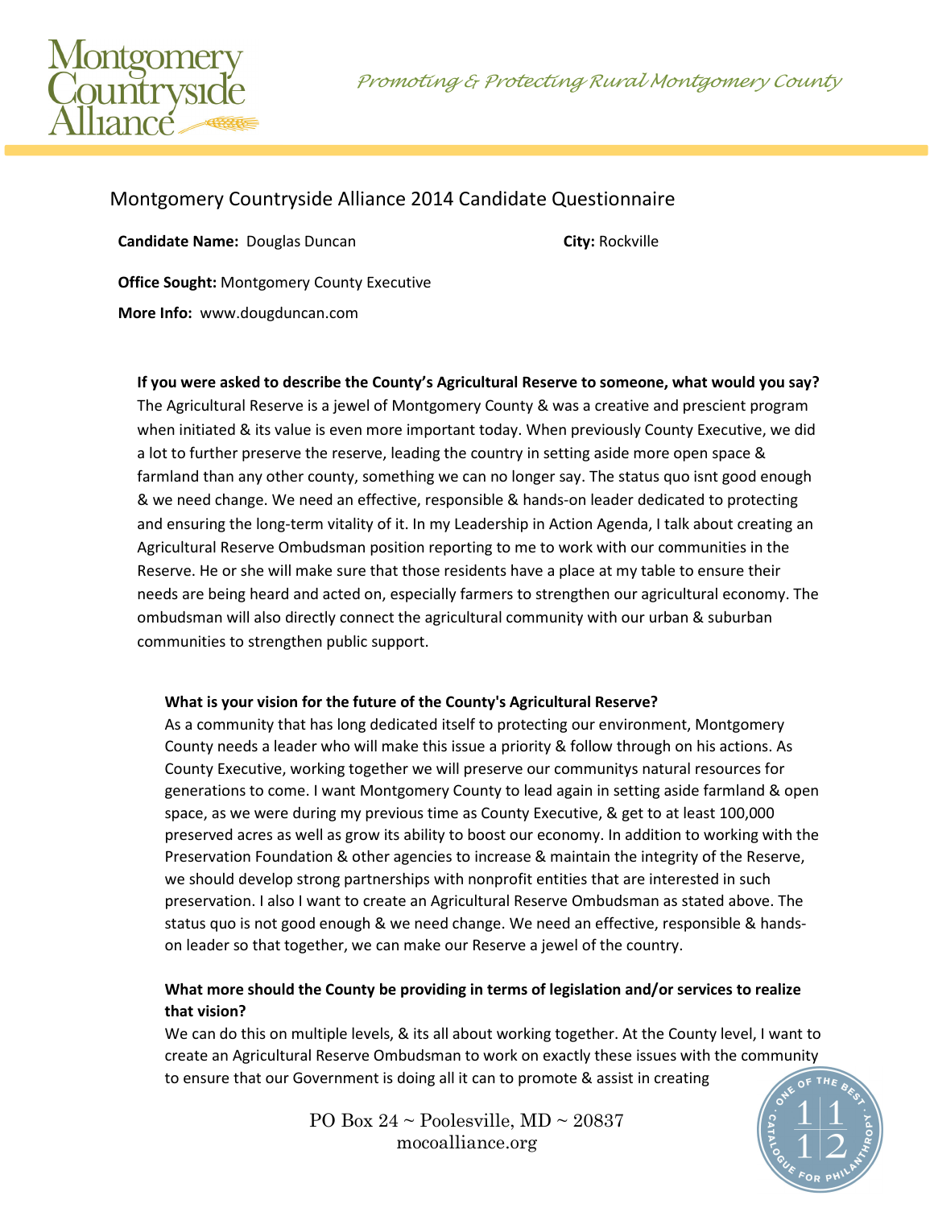Montgomery Countryside Alliance

*Promoting & Protecting Rural Montgomery County*

# Montgomery Countryside Alliance 2014 Candidate Questionnaire

**Candidate Name:** Douglas Duncan

**City:** Rockville

**Office Sought:** Montgomery County Executive

**More Info:** www.dougduncan.com

**If you were asked to describe the County's Agricultural Reserve to someone, what would you say?**

The Agricultural Reserve is a jewel of Montgomery County & was a creative and prescient program when initiated & its value is even more important today. When previously County Executive, we did a lot to further preserve the reserve, leading the country in setting aside more open space & farmland than any other county, something we can no longer say. The status quo isnt good enough & we need change. We need an effective, responsible & hands-on leader dedicated to protecting and ensuring the long-term vitality of it. In my Leadership in Action Agenda, I talk about creating an Agricultural Reserve Ombudsman position reporting to me to work with our communities in the Reserve. He or she will make sure that those residents have a place at my table to ensure their needs are being heard and acted on, especially farmers to strengthen our agricultural economy. The ombudsman will also directly connect the agricultural community with our urban & suburban communities to strengthen public support.

**What is your vision for the future of the County's Agricultural Reserve?**

As a community that has long dedicated itself to protecting our environment, Montgomery County needs a leader who will make this issue a priority & follow through on his actions. As County Executive, working together we will preserve our communitys natural resources for generations to come. I want Montgomery County to lead again in setting aside farmland & open space, as we were during my previous time as County Executive, & get to at least 100,000 preserved acres as well as grow its ability to boost our economy. In addition to working with the Preservation Foundation & other agencies to increase & maintain the integrity of the Reserve, we should develop strong partnerships with nonprofit entities that are interested in such preservation. I also I want to create an Agricultural Reserve Ombudsman as stated above. The status quo is not good enough & we need change. We need an effective, responsible & hands-on leader so that together, we can make our Reserve a jewel of the country.

**What more should the County be providing in terms of legislation and/or services to realize that vision?**

We can do this on multiple levels, & its all about working together. At the County level, I want to create an Agricultural Reserve Ombudsman to work on exactly these issues with the community to ensure that our Government is doing all it can to promote & assist in creating

PO Box 24 ~ Poolesville, MD ~ 20837
mocoalliance.org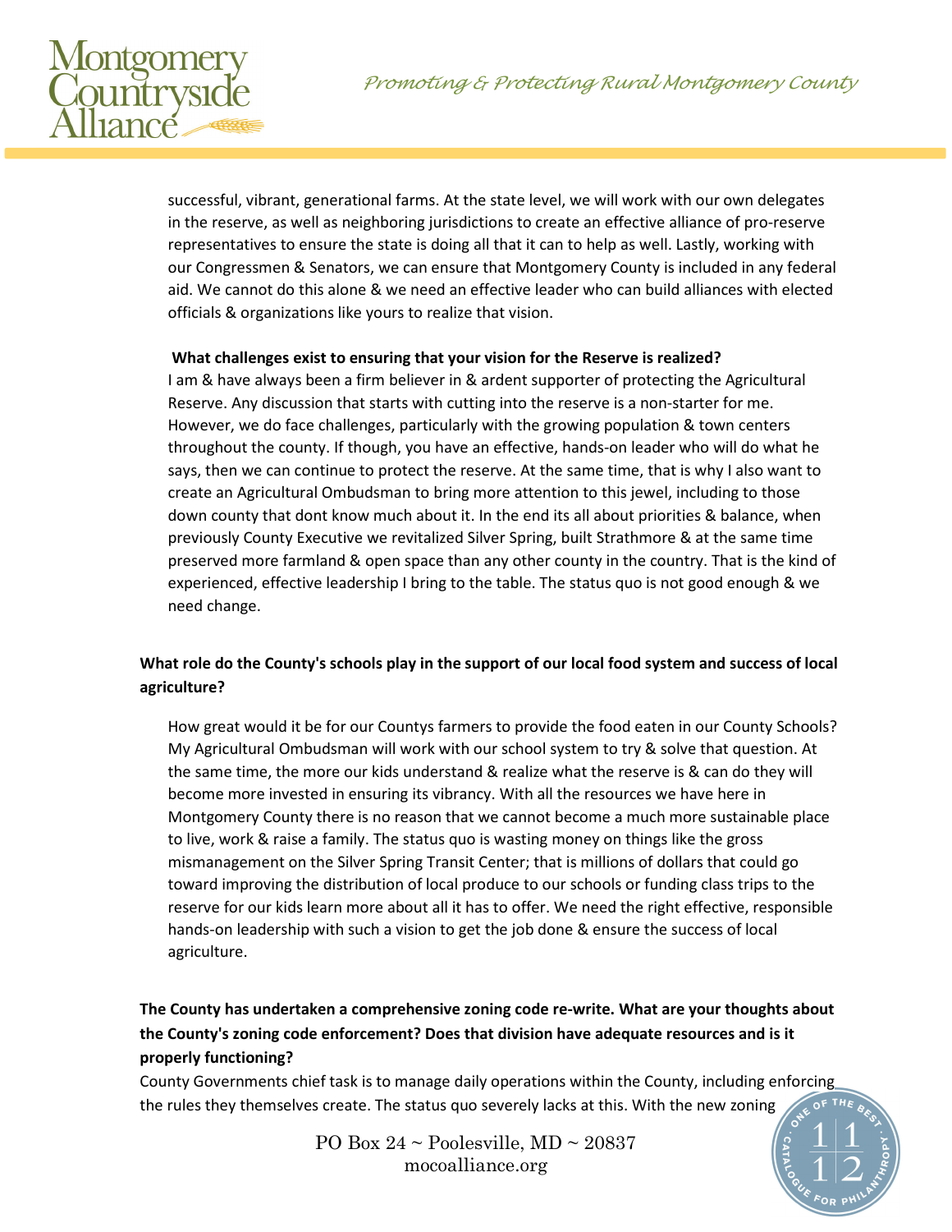successful, vibrant, generational farms. At the state level, we will work with our own delegates in the reserve, as well as neighboring jurisdictions to create an effective alliance of pro-reserve representatives to ensure the state is doing all that it can to help as well. Lastly, working with our Congressmen & Senators, we can ensure that Montgomery County is included in any federal aid. We cannot do this alone & we need an effective leader who can build alliances with elected officials & organizations like yours to realize that vision.

**What challenges exist to ensuring that your vision for the Reserve is realized?**

I am & have always been a firm believer in & ardent supporter of protecting the Agricultural Reserve. Any discussion that starts with cutting into the reserve is a non-starter for me. However, we do face challenges, particularly with the growing population & town centers throughout the county. If though, you have an effective, hands-on leader who will do what he says, then we can continue to protect the reserve. At the same time, that is why I also want to create an Agricultural Ombudsman to bring more attention to this jewel, including to those down county that dont know much about it. In the end its all about priorities & balance, when previously County Executive we revitalized Silver Spring, built Strathmore & at the same time preserved more farmland & open space than any other county in the country. That is the kind of experienced, effective leadership I bring to the table. The status quo is not good enough & we need change.

**What role do the County's schools play in the support of our local food system and success of local agriculture?**

How great would it be for our Countys farmers to provide the food eaten in our County Schools? My Agricultural Ombudsman will work with our school system to try & solve that question. At the same time, the more our kids understand & realize what the reserve is & can do they will become more invested in ensuring its vibrancy. With all the resources we have here in Montgomery County there is no reason that we cannot become a much more sustainable place to live, work & raise a family. The status quo is wasting money on things like the gross mismanagement on the Silver Spring Transit Center; that is millions of dollars that could go toward improving the distribution of local produce to our schools or funding class trips to the reserve for our kids learn more about all it has to offer. We need the right effective, responsible hands-on leadership with such a vision to get the job done & ensure the success of local agriculture.

**The County has undertaken a comprehensive zoning code re-write. What are your thoughts about the County's zoning code enforcement? Does that division have adequate resources and is it properly functioning?**

County Governments chief task is to manage daily operations within the County, including enforcing the rules they themselves create. The status quo severely lacks at this. With the new zoning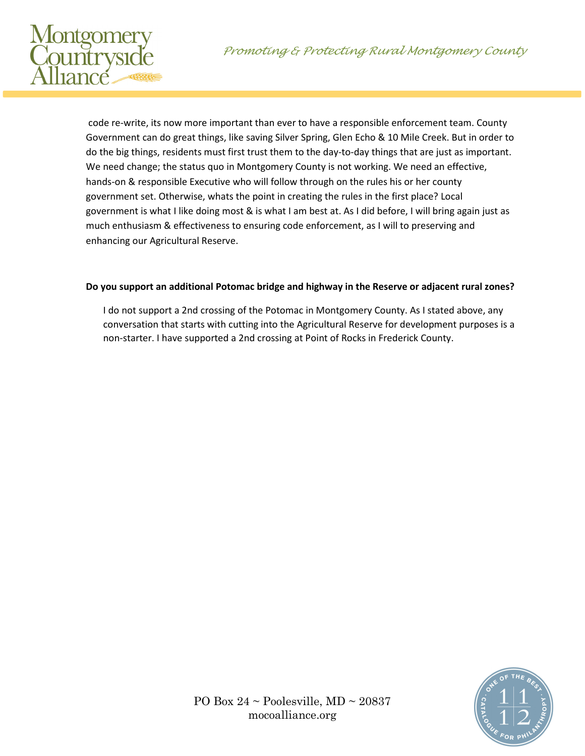code re-write, its now more important than ever to have a responsible enforcement team. County Government can do great things, like saving Silver Spring, Glen Echo & 10 Mile Creek. But in order to do the big things, residents must first trust them to the day-to-day things that are just as important. We need change; the status quo in Montgomery County is not working. We need an effective, hands-on & responsible Executive who will follow through on the rules his or her county government set. Otherwise, whats the point in creating the rules in the first place? Local government is what I like doing most & is what I am best at. As I did before, I will bring again just as much enthusiasm & effectiveness to ensuring code enforcement, as I will to preserving and enhancing our Agricultural Reserve.

**Do you support an additional Potomac bridge and highway in the Reserve or adjacent rural zones?**

I do not support a 2nd crossing of the Potomac in Montgomery County. As I stated above, any conversation that starts with cutting into the Agricultural Reserve for development purposes is a non-starter. I have supported a 2nd crossing at Point of Rocks in Frederick County.